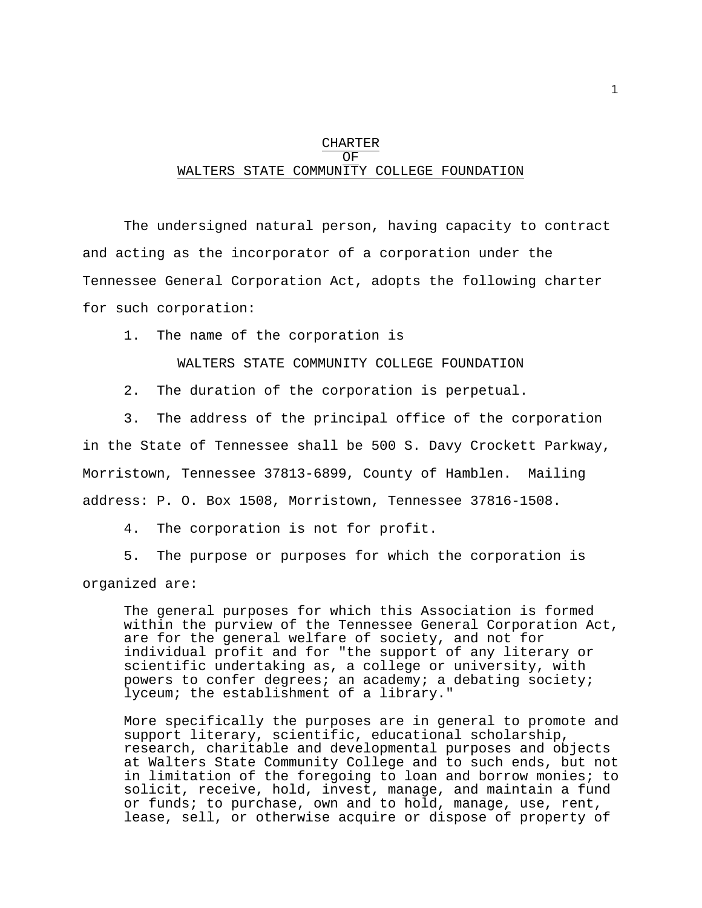# CHARTER
# OF
# WALTERS STATE COMMUNITY COLLEGE FOUNDATION

The undersigned natural person, having capacity to contract and acting as the incorporator of a corporation under the Tennessee General Corporation Act, adopts the following charter for such corporation:

1. The name of the corporation is

   WALTERS STATE COMMUNITY COLLEGE FOUNDATION

2. The duration of the corporation is perpetual.

3. The address of the principal office of the corporation in the State of Tennessee shall be 500 S. Davy Crockett Parkway, Morristown, Tennessee 37813-6899, County of Hamblen. Mailing address: P. O. Box 1508, Morristown, Tennessee 37816-1508.

4. The corporation is not for profit.

5. The purpose or purposes for which the corporation is organized are:

   The general purposes for which this Association is formed within the purview of the Tennessee General Corporation Act, are for the general welfare of society, and not for individual profit and for "the support of any literary or scientific undertaking as, a college or university, with powers to confer degrees; an academy; a debating society; lyceum; the establishment of a library."

   More specifically the purposes are in general to promote and support literary, scientific, educational scholarship, research, charitable and developmental purposes and objects at Walters State Community College and to such ends, but not in limitation of the foregoing to loan and borrow monies; to solicit, receive, hold, invest, manage, and maintain a fund or funds; to purchase, own and to hold, manage, use, rent, lease, sell, or otherwise acquire or dispose of property of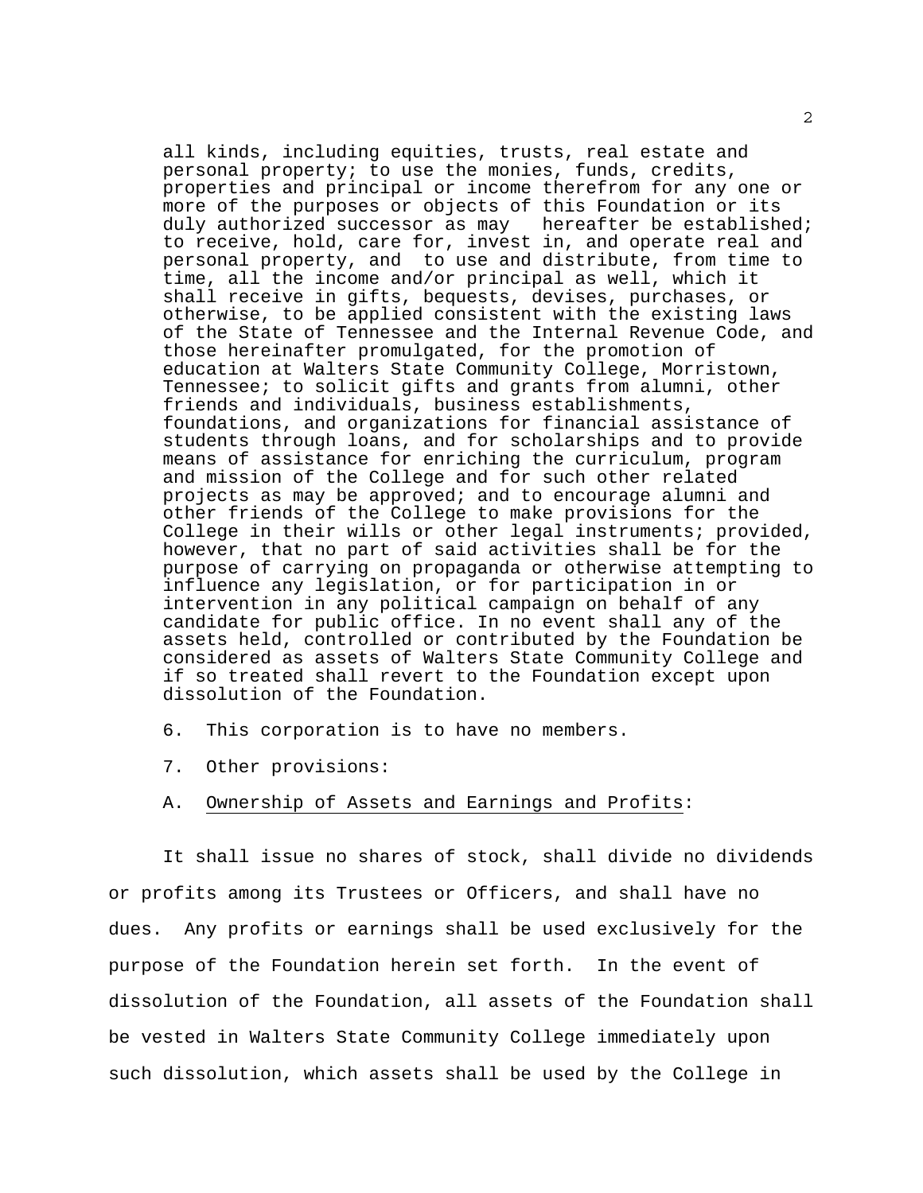all kinds, including equities, trusts, real estate and personal property; to use the monies, funds, credits, properties and principal or income therefrom for any one or more of the purposes or objects of this Foundation or its duly authorized successor as may hereafter be established; to receive, hold, care for, invest in, and operate real and personal property, and to use and distribute, from time to time, all the income and/or principal as well, which it shall receive in gifts, bequests, devises, purchases, or otherwise, to be applied consistent with the existing laws of the State of Tennessee and the Internal Revenue Code, and those hereinafter promulgated, for the promotion of education at Walters State Community College, Morristown, Tennessee; to solicit gifts and grants from alumni, other friends and individuals, business establishments, foundations, and organizations for financial assistance of students through loans, and for scholarships and to provide means of assistance for enriching the curriculum, program and mission of the College and for such other related projects as may be approved; and to encourage alumni and other friends of the College to make provisions for the College in their wills or other legal instruments; provided, however, that no part of said activities shall be for the purpose of carrying on propaganda or otherwise attempting to influence any legislation, or for participation in or intervention in any political campaign on behalf of any candidate for public office. In no event shall any of the assets held, controlled or contributed by the Foundation be considered as assets of Walters State Community College and if so treated shall revert to the Foundation except upon dissolution of the Foundation.

6. This corporation is to have no members.

7. Other provisions:

A. Ownership of Assets and Earnings and Profits:

It shall issue no shares of stock, shall divide no dividends or profits among its Trustees or Officers, and shall have no dues. Any profits or earnings shall be used exclusively for the purpose of the Foundation herein set forth. In the event of dissolution of the Foundation, all assets of the Foundation shall be vested in Walters State Community College immediately upon such dissolution, which assets shall be used by the College in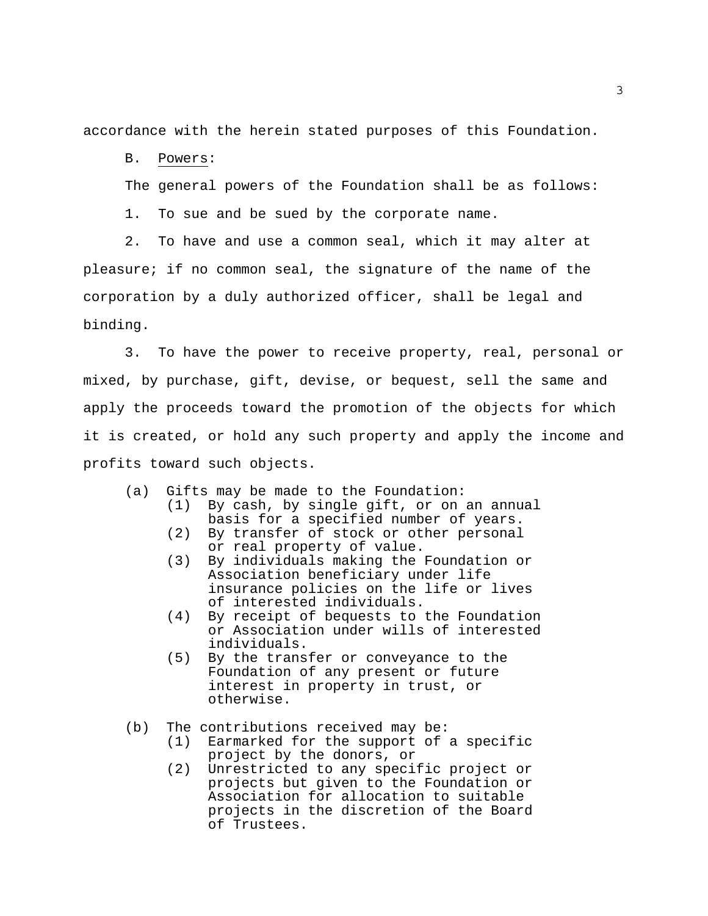accordance with the herein stated purposes of this Foundation.

B. Powers:

The general powers of the Foundation shall be as follows:

1. To sue and be sued by the corporate name.

2. To have and use a common seal, which it may alter at pleasure; if no common seal, the signature of the name of the corporation by a duly authorized officer, shall be legal and binding.

3. To have the power to receive property, real, personal or mixed, by purchase, gift, devise, or bequest, sell the same and apply the proceeds toward the promotion of the objects for which it is created, or hold any such property and apply the income and profits toward such objects.

(a) Gifts may be made to the Foundation:
- (1) By cash, by single gift, or on an annual basis for a specified number of years.
- (2) By transfer of stock or other personal or real property of value.
- (3) By individuals making the Foundation or Association beneficiary under life insurance policies on the life or lives of interested individuals.
- (4) By receipt of bequests to the Foundation or Association under wills of interested individuals.
- (5) By the transfer or conveyance to the Foundation of any present or future interest in property in trust, or otherwise.

(b) The contributions received may be:
- (1) Earmarked for the support of a specific project by the donors, or
- (2) Unrestricted to any specific project or projects but given to the Foundation or Association for allocation to suitable projects in the discretion of the Board of Trustees.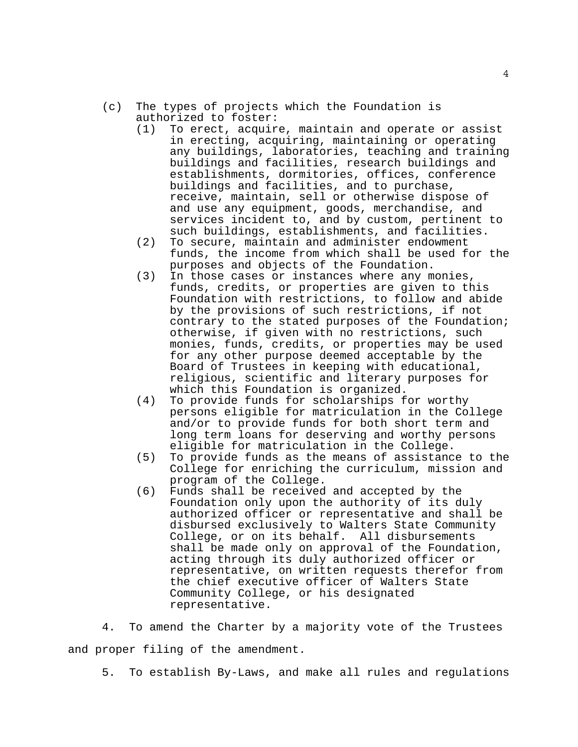(c) The types of projects which the Foundation is authorized to foster:

   (1) To erect, acquire, maintain and operate or assist in erecting, acquiring, maintaining or operating any buildings, laboratories, teaching and training buildings and facilities, research buildings and establishments, dormitories, offices, conference buildings and facilities, and to purchase, receive, maintain, sell or otherwise dispose of and use any equipment, goods, merchandise, and services incident to, and by custom, pertinent to such buildings, establishments, and facilities.

   (2) To secure, maintain and administer endowment funds, the income from which shall be used for the purposes and objects of the Foundation.

   (3) In those cases or instances where any monies, funds, credits, or properties are given to this Foundation with restrictions, to follow and abide by the provisions of such restrictions, if not contrary to the stated purposes of the Foundation; otherwise, if given with no restrictions, such monies, funds, credits, or properties may be used for any other purpose deemed acceptable by the Board of Trustees in keeping with educational, religious, scientific and literary purposes for which this Foundation is organized.

   (4) To provide funds for scholarships for worthy persons eligible for matriculation in the College and/or to provide funds for both short term and long term loans for deserving and worthy persons eligible for matriculation in the College.

   (5) To provide funds as the means of assistance to the College for enriching the curriculum, mission and program of the College.

   (6) Funds shall be received and accepted by the Foundation only upon the authority of its duly authorized officer or representative and shall be disbursed exclusively to Walters State Community College, or on its behalf. All disbursements shall be made only on approval of the Foundation, acting through its duly authorized officer or representative, on written requests therefor from the chief executive officer of Walters State Community College, or his designated representative.

4. To amend the Charter by a majority vote of the Trustees and proper filing of the amendment.

5. To establish By-Laws, and make all rules and regulations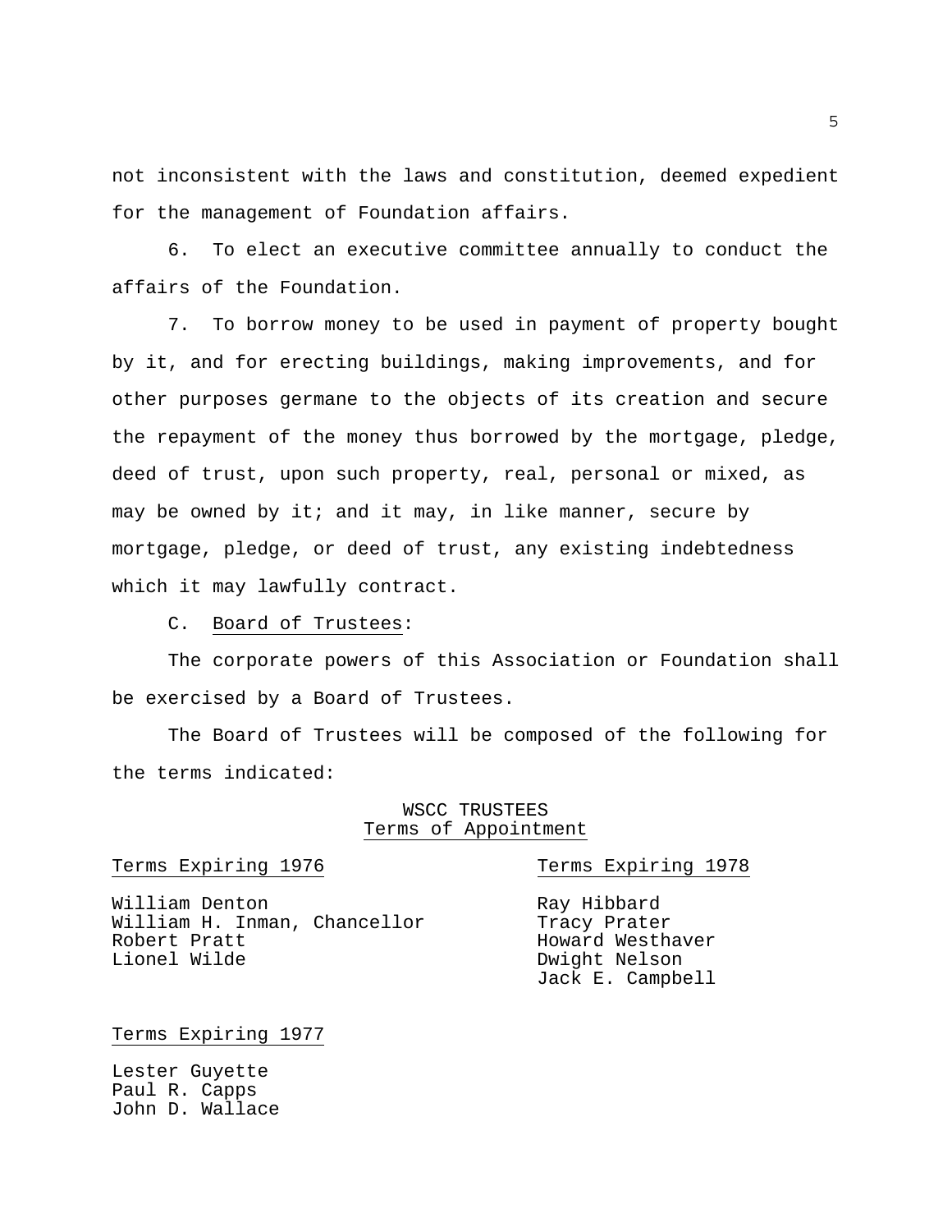not inconsistent with the laws and constitution, deemed expedient for the management of Foundation affairs.

6. To elect an executive committee annually to conduct the affairs of the Foundation.

7. To borrow money to be used in payment of property bought by it, and for erecting buildings, making improvements, and for other purposes germane to the objects of its creation and secure the repayment of the money thus borrowed by the mortgage, pledge, deed of trust, upon such property, real, personal or mixed, as may be owned by it; and it may, in like manner, secure by mortgage, pledge, or deed of trust, any existing indebtedness which it may lawfully contract.

C. Board of Trustees:

The corporate powers of this Association or Foundation shall be exercised by a Board of Trustees.

The Board of Trustees will be composed of the following for the terms indicated:

WSCC TRUSTEES
Terms of Appointment

**Terms Expiring 1976**

William Denton
William H. Inman, Chancellor
Robert Pratt
Lionel Wilde

**Terms Expiring 1977**

Lester Guyette
Paul R. Capps
John D. Wallace

**Terms Expiring 1978**

Ray Hibbard
Tracy Prater
Howard Westhaver
Dwight Nelson
Jack E. Campbell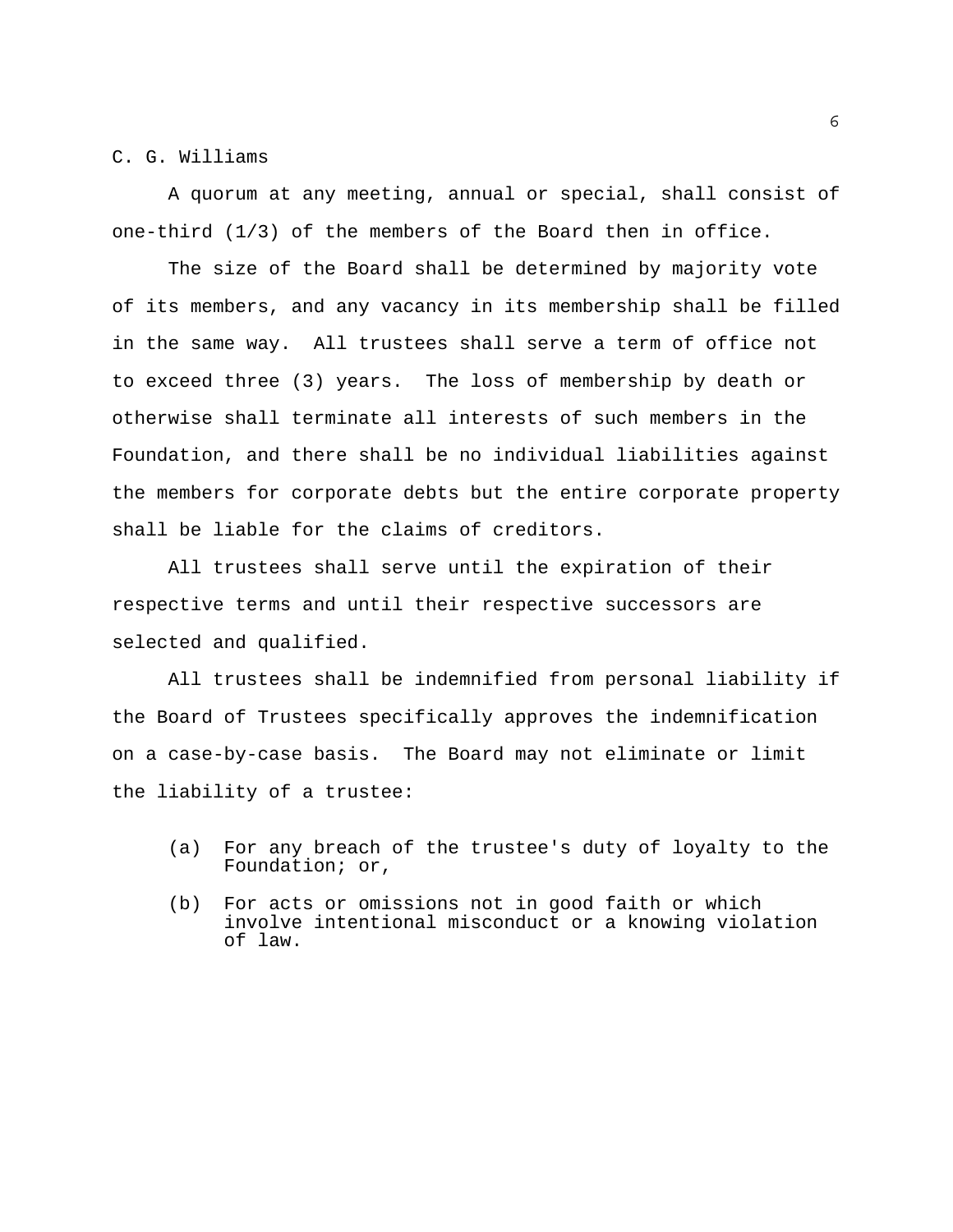A quorum at any meeting, annual or special, shall consist of one-third (1/3) of the members of the Board then in office.

The size of the Board shall be determined by majority vote of its members, and any vacancy in its membership shall be filled in the same way. All trustees shall serve a term of office not to exceed three (3) years. The loss of membership by death or otherwise shall terminate all interests of such members in the Foundation, and there shall be no individual liabilities against the members for corporate debts but the entire corporate property shall be liable for the claims of creditors.

All trustees shall serve until the expiration of their respective terms and until their respective successors are selected and qualified.

All trustees shall be indemnified from personal liability if the Board of Trustees specifically approves the indemnification on a case-by-case basis. The Board may not eliminate or limit the liability of a trustee:

(a) For any breach of the trustee's duty of loyalty to the Foundation; or,

(b) For acts or omissions not in good faith or which involve intentional misconduct or a knowing violation of law.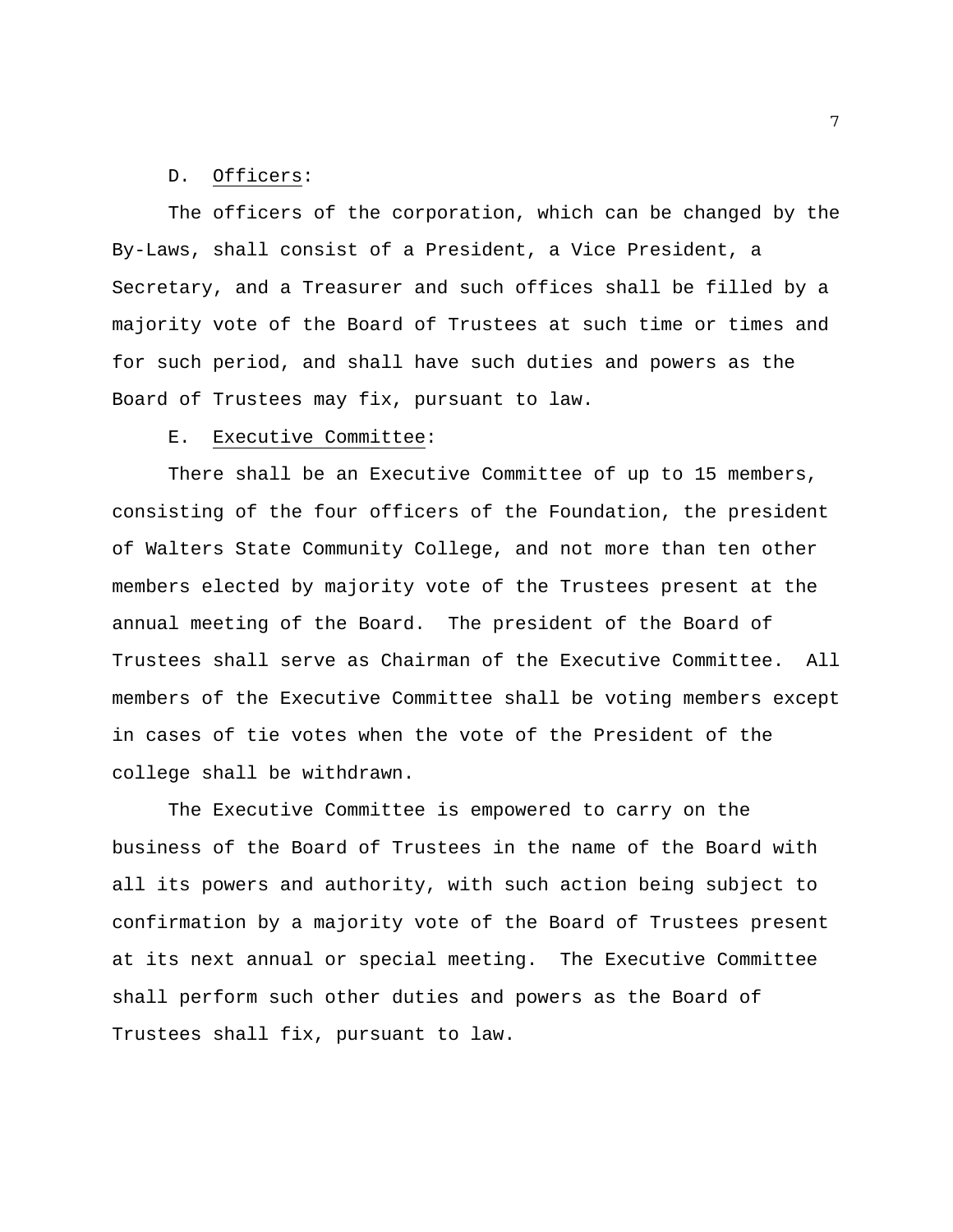D. <u>Officers</u>:

The officers of the corporation, which can be changed by the By-Laws, shall consist of a President, a Vice President, a Secretary, and a Treasurer and such offices shall be filled by a majority vote of the Board of Trustees at such time or times and for such period, and shall have such duties and powers as the Board of Trustees may fix, pursuant to law.

E. <u>Executive Committee</u>:

There shall be an Executive Committee of up to 15 members, consisting of the four officers of the Foundation, the president of Walters State Community College, and not more than ten other members elected by majority vote of the Trustees present at the annual meeting of the Board. The president of the Board of Trustees shall serve as Chairman of the Executive Committee. All members of the Executive Committee shall be voting members except in cases of tie votes when the vote of the President of the college shall be withdrawn.

The Executive Committee is empowered to carry on the business of the Board of Trustees in the name of the Board with all its powers and authority, with such action being subject to confirmation by a majority vote of the Board of Trustees present at its next annual or special meeting. The Executive Committee shall perform such other duties and powers as the Board of Trustees shall fix, pursuant to law.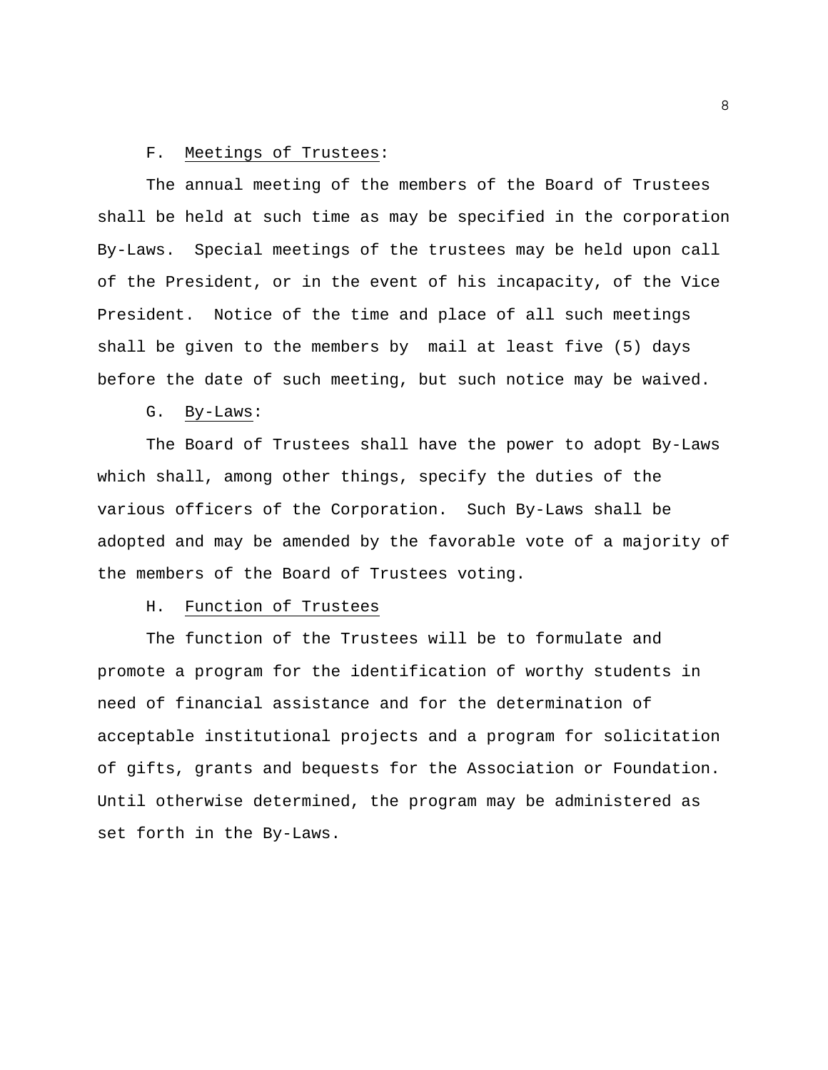F. Meetings of Trustees:

The annual meeting of the members of the Board of Trustees shall be held at such time as may be specified in the corporation By-Laws. Special meetings of the trustees may be held upon call of the President, or in the event of his incapacity, of the Vice President. Notice of the time and place of all such meetings shall be given to the members by mail at least five (5) days before the date of such meeting, but such notice may be waived.

G. By-Laws:

The Board of Trustees shall have the power to adopt By-Laws which shall, among other things, specify the duties of the various officers of the Corporation. Such By-Laws shall be adopted and may be amended by the favorable vote of a majority of the members of the Board of Trustees voting.

H. Function of Trustees

The function of the Trustees will be to formulate and promote a program for the identification of worthy students in need of financial assistance and for the determination of acceptable institutional projects and a program for solicitation of gifts, grants and bequests for the Association or Foundation. Until otherwise determined, the program may be administered as set forth in the By-Laws.